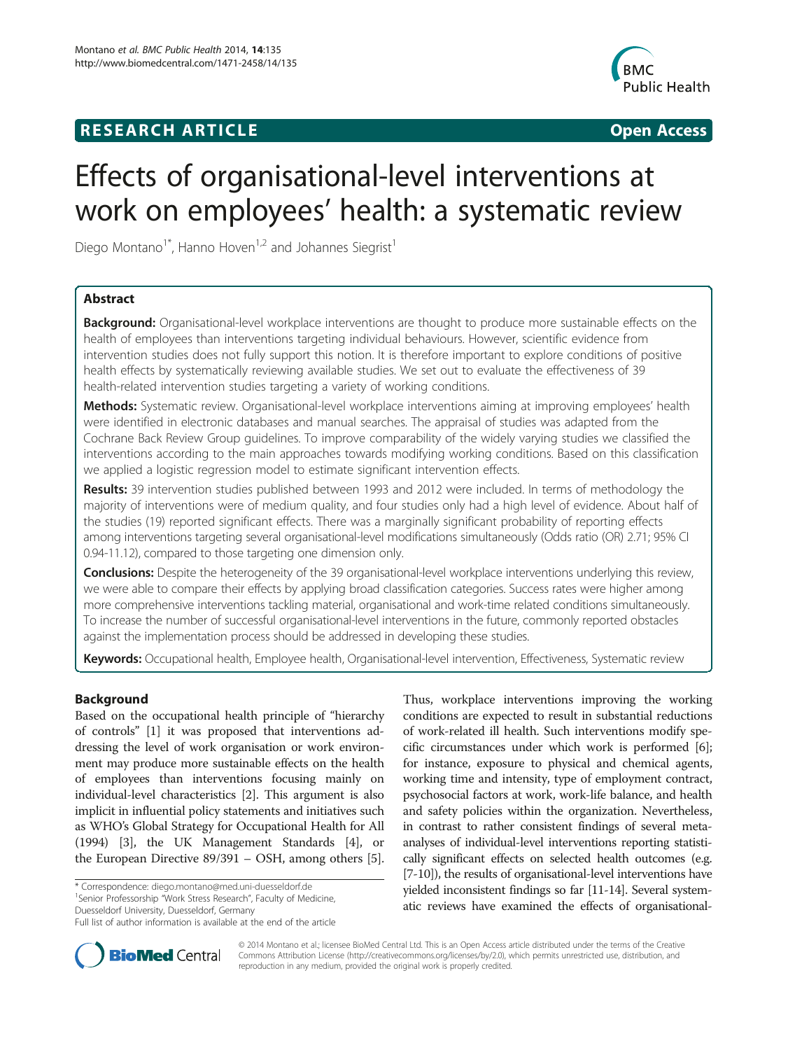**RESEARCH ARTICLE** **Open Access**

# Effects of organisational-level interventions at work on employees' health: a systematic review

Diego Montano[1*], Hanno Hoven[1,2] and Johannes Siegrist[1]

## Abstract

**Background:** Organisational-level workplace interventions are thought to produce more sustainable effects on the health of employees than interventions targeting individual behaviours. However, scientific evidence from intervention studies does not fully support this notion. It is therefore important to explore conditions of positive health effects by systematically reviewing available studies. We set out to evaluate the effectiveness of 39 health-related intervention studies targeting a variety of working conditions.

**Methods:** Systematic review. Organisational-level workplace interventions aiming at improving employees' health were identified in electronic databases and manual searches. The appraisal of studies was adapted from the Cochrane Back Review Group guidelines. To improve comparability of the widely varying studies we classified the interventions according to the main approaches towards modifying working conditions. Based on this classification we applied a logistic regression model to estimate significant intervention effects.

**Results:** 39 intervention studies published between 1993 and 2012 were included. In terms of methodology the majority of interventions were of medium quality, and four studies only had a high level of evidence. About half of the studies (19) reported significant effects. There was a marginally significant probability of reporting effects among interventions targeting several organisational-level modifications simultaneously (Odds ratio (OR) 2.71; 95% CI 0.94-11.12), compared to those targeting one dimension only.

**Conclusions:** Despite the heterogeneity of the 39 organisational-level workplace interventions underlying this review, we were able to compare their effects by applying broad classification categories. Success rates were higher among more comprehensive interventions tackling material, organisational and work-time related conditions simultaneously. To increase the number of successful organisational-level interventions in the future, commonly reported obstacles against the implementation process should be addressed in developing these studies.

**Keywords:** Occupational health, Employee health, Organisational-level intervention, Effectiveness, Systematic review

## Background

Based on the occupational health principle of "hierarchy of controls" [1] it was proposed that interventions addressing the level of work organisation or work environment may produce more sustainable effects on the health of employees than interventions focusing mainly on individual-level characteristics [2]. This argument is also implicit in influential policy statements and initiatives such as WHO's Global Strategy for Occupational Health for All (1994) [3], the UK Management Standards [4], or the European Directive 89/391 – OSH, among others [5]. Thus, workplace interventions improving the working conditions are expected to result in substantial reductions of work-related ill health. Such interventions modify specific circumstances under which work is performed [6]; for instance, exposure to physical and chemical agents, working time and intensity, type of employment contract, psychosocial factors at work, work-life balance, and health and safety policies within the organization. Nevertheless, in contrast to rather consistent findings of several meta-analyses of individual-level interventions reporting statistically significant effects on selected health outcomes (e.g. [7-10]), the results of organisational-level interventions have yielded inconsistent findings so far [11-14]. Several systematic reviews have examined the effects of organisational-

\* Correspondence: diego.montano@med.uni-duesseldorf.de
[1]Senior Professorship "Work Stress Research", Faculty of Medicine, Duesseldorf University, Duesseldorf, Germany
Full list of author information is available at the end of the article

© 2014 Montano et al.; licensee BioMed Central Ltd. This is an Open Access article distributed under the terms of the Creative Commons Attribution License (http://creativecommons.org/licenses/by/2.0), which permits unrestricted use, distribution, and reproduction in any medium, provided the original work is properly credited.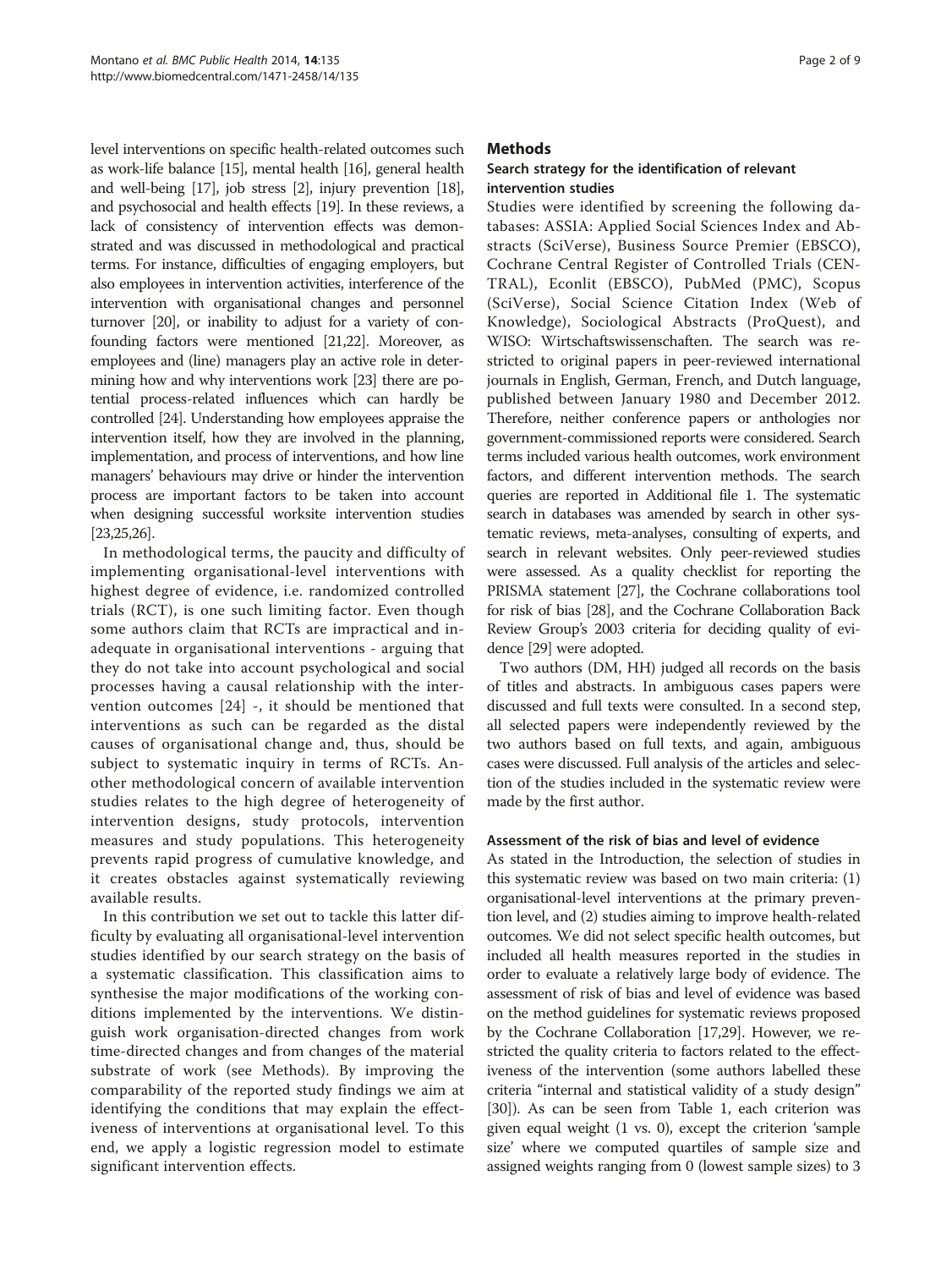level interventions on specific health-related outcomes such as work-life balance [15], mental health [16], general health and well-being [17], job stress [2], injury prevention [18], and psychosocial and health effects [19]. In these reviews, a lack of consistency of intervention effects was demonstrated and was discussed in methodological and practical terms. For instance, difficulties of engaging employers, but also employees in intervention activities, interference of the intervention with organisational changes and personnel turnover [20], or inability to adjust for a variety of confounding factors were mentioned [21,22]. Moreover, as employees and (line) managers play an active role in determining how and why interventions work [23] there are potential process-related influences which can hardly be controlled [24]. Understanding how employees appraise the intervention itself, how they are involved in the planning, implementation, and process of interventions, and how line managers' behaviours may drive or hinder the intervention process are important factors to be taken into account when designing successful worksite intervention studies [23,25,26].

In methodological terms, the paucity and difficulty of implementing organisational-level interventions with highest degree of evidence, i.e. randomized controlled trials (RCT), is one such limiting factor. Even though some authors claim that RCTs are impractical and inadequate in organisational interventions - arguing that they do not take into account psychological and social processes having a causal relationship with the intervention outcomes [24] -, it should be mentioned that interventions as such can be regarded as the distal causes of organisational change and, thus, should be subject to systematic inquiry in terms of RCTs. Another methodological concern of available intervention studies relates to the high degree of heterogeneity of intervention designs, study protocols, intervention measures and study populations. This heterogeneity prevents rapid progress of cumulative knowledge, and it creates obstacles against systematically reviewing available results.

In this contribution we set out to tackle this latter difficulty by evaluating all organisational-level intervention studies identified by our search strategy on the basis of a systematic classification. This classification aims to synthesise the major modifications of the working conditions implemented by the interventions. We distinguish work organisation-directed changes from work time-directed changes and from changes of the material substrate of work (see Methods). By improving the comparability of the reported study findings we aim at identifying the conditions that may explain the effectiveness of interventions at organisational level. To this end, we apply a logistic regression model to estimate significant intervention effects.

## Methods

### Search strategy for the identification of relevant intervention studies

Studies were identified by screening the following databases: ASSIA: Applied Social Sciences Index and Abstracts (SciVerse), Business Source Premier (EBSCO), Cochrane Central Register of Controlled Trials (CENTRAL), Econlit (EBSCO), PubMed (PMC), Scopus (SciVerse), Social Science Citation Index (Web of Knowledge), Sociological Abstracts (ProQuest), and WISO: Wirtschaftswissenschaften. The search was restricted to original papers in peer-reviewed international journals in English, German, French, and Dutch language, published between January 1980 and December 2012. Therefore, neither conference papers or anthologies nor government-commissioned reports were considered. Search terms included various health outcomes, work environment factors, and different intervention methods. The search queries are reported in Additional file 1. The systematic search in databases was amended by search in other systematic reviews, meta-analyses, consulting of experts, and search in relevant websites. Only peer-reviewed studies were assessed. As a quality checklist for reporting the PRISMA statement [27], the Cochrane collaborations tool for risk of bias [28], and the Cochrane Collaboration Back Review Group's 2003 criteria for deciding quality of evidence [29] were adopted.

Two authors (DM, HH) judged all records on the basis of titles and abstracts. In ambiguous cases papers were discussed and full texts were consulted. In a second step, all selected papers were independently reviewed by the two authors based on full texts, and again, ambiguous cases were discussed. Full analysis of the articles and selection of the studies included in the systematic review were made by the first author.

### Assessment of the risk of bias and level of evidence

As stated in the Introduction, the selection of studies in this systematic review was based on two main criteria: (1) organisational-level interventions at the primary prevention level, and (2) studies aiming to improve health-related outcomes. We did not select specific health outcomes, but included all health measures reported in the studies in order to evaluate a relatively large body of evidence. The assessment of risk of bias and level of evidence was based on the method guidelines for systematic reviews proposed by the Cochrane Collaboration [17,29]. However, we restricted the quality criteria to factors related to the effectiveness of the intervention (some authors labelled these criteria "internal and statistical validity of a study design" [30]). As can be seen from Table 1, each criterion was given equal weight (1 vs. 0), except the criterion 'sample size' where we computed quartiles of sample size and assigned weights ranging from 0 (lowest sample sizes) to 3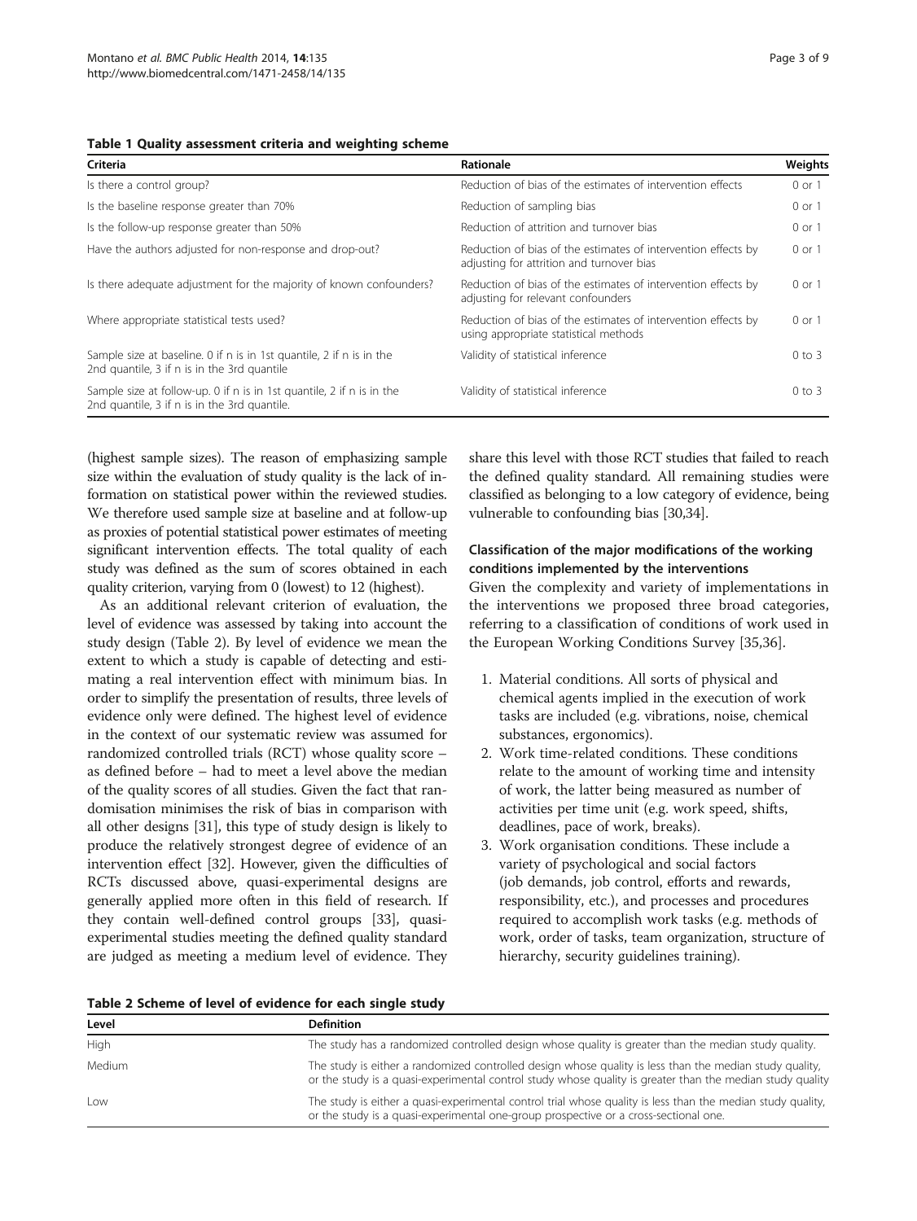**Table 1 Quality assessment criteria and weighting scheme**

| Criteria | Rationale | Weights |
|---|---|---|
| Is there a control group? | Reduction of bias of the estimates of intervention effects | 0 or 1 |
| Is the baseline response greater than 70% | Reduction of sampling bias | 0 or 1 |
| Is the follow-up response greater than 50% | Reduction of attrition and turnover bias | 0 or 1 |
| Have the authors adjusted for non-response and drop-out? | Reduction of bias of the estimates of intervention effects by adjusting for attrition and turnover bias | 0 or 1 |
| Is there adequate adjustment for the majority of known confounders? | Reduction of bias of the estimates of intervention effects by adjusting for relevant confounders | 0 or 1 |
| Where appropriate statistical tests used? | Reduction of bias of the estimates of intervention effects by using appropriate statistical methods | 0 or 1 |
| Sample size at baseline. 0 if n is in 1st quantile, 2 if n is in the 2nd quantile, 3 if n is in the 3rd quantile | Validity of statistical inference | 0 to 3 |
| Sample size at follow-up. 0 if n is in 1st quantile, 2 if n is in the 2nd quantile, 3 if n is in the 3rd quantile. | Validity of statistical inference | 0 to 3 |

(highest sample sizes). The reason of emphasizing sample size within the evaluation of study quality is the lack of information on statistical power within the reviewed studies. We therefore used sample size at baseline and at follow-up as proxies of potential statistical power estimates of meeting significant intervention effects. The total quality of each study was defined as the sum of scores obtained in each quality criterion, varying from 0 (lowest) to 12 (highest).

As an additional relevant criterion of evaluation, the level of evidence was assessed by taking into account the study design (Table 2). By level of evidence we mean the extent to which a study is capable of detecting and estimating a real intervention effect with minimum bias. In order to simplify the presentation of results, three levels of evidence only were defined. The highest level of evidence in the context of our systematic review was assumed for randomized controlled trials (RCT) whose quality score – as defined before – had to meet a level above the median of the quality scores of all studies. Given the fact that randomisation minimises the risk of bias in comparison with all other designs [31], this type of study design is likely to produce the relatively strongest degree of evidence of an intervention effect [32]. However, given the difficulties of RCTs discussed above, quasi-experimental designs are generally applied more often in this field of research. If they contain well-defined control groups [33], quasi-experimental studies meeting the defined quality standard are judged as meeting a medium level of evidence. They share this level with those RCT studies that failed to reach the defined quality standard. All remaining studies were classified as belonging to a low category of evidence, being vulnerable to confounding bias [30,34].

### Classification of the major modifications of the working conditions implemented by the interventions

Given the complexity and variety of implementations in the interventions we proposed three broad categories, referring to a classification of conditions of work used in the European Working Conditions Survey [35,36].

1. Material conditions. All sorts of physical and chemical agents implied in the execution of work tasks are included (e.g. vibrations, noise, chemical substances, ergonomics).
2. Work time-related conditions. These conditions relate to the amount of working time and intensity of work, the latter being measured as number of activities per time unit (e.g. work speed, shifts, deadlines, pace of work, breaks).
3. Work organisation conditions. These include a variety of psychological and social factors (job demands, job control, efforts and rewards, responsibility, etc.), and processes and procedures required to accomplish work tasks (e.g. methods of work, order of tasks, team organization, structure of hierarchy, security guidelines training).

**Table 2 Scheme of level of evidence for each single study**

| Level | Definition |
|---|---|
| High | The study has a randomized controlled design whose quality is greater than the median study quality. |
| Medium | The study is either a randomized controlled design whose quality is less than the median study quality, or the study is a quasi-experimental control study whose quality is greater than the median study quality |
| Low | The study is either a quasi-experimental control trial whose quality is less than the median study quality, or the study is a quasi-experimental one-group prospective or a cross-sectional one. |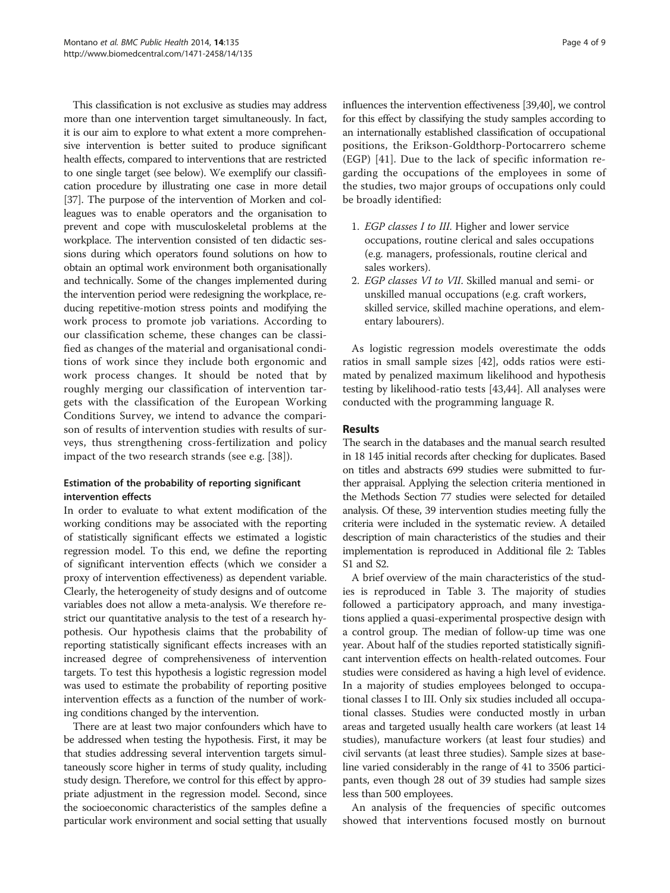This classification is not exclusive as studies may address more than one intervention target simultaneously. In fact, it is our aim to explore to what extent a more comprehensive intervention is better suited to produce significant health effects, compared to interventions that are restricted to one single target (see below). We exemplify our classification procedure by illustrating one case in more detail [37]. The purpose of the intervention of Morken and colleagues was to enable operators and the organisation to prevent and cope with musculoskeletal problems at the workplace. The intervention consisted of ten didactic sessions during which operators found solutions on how to obtain an optimal work environment both organisationally and technically. Some of the changes implemented during the intervention period were redesigning the workplace, reducing repetitive-motion stress points and modifying the work process to promote job variations. According to our classification scheme, these changes can be classified as changes of the material and organisational conditions of work since they include both ergonomic and work process changes. It should be noted that by roughly merging our classification of intervention targets with the classification of the European Working Conditions Survey, we intend to advance the comparison of results of intervention studies with results of surveys, thus strengthening cross-fertilization and policy impact of the two research strands (see e.g. [38]).

### Estimation of the probability of reporting significant intervention effects

In order to evaluate to what extent modification of the working conditions may be associated with the reporting of statistically significant effects we estimated a logistic regression model. To this end, we define the reporting of significant intervention effects (which we consider a proxy of intervention effectiveness) as dependent variable. Clearly, the heterogeneity of study designs and of outcome variables does not allow a meta-analysis. We therefore restrict our quantitative analysis to the test of a research hypothesis. Our hypothesis claims that the probability of reporting statistically significant effects increases with an increased degree of comprehensiveness of intervention targets. To test this hypothesis a logistic regression model was used to estimate the probability of reporting positive intervention effects as a function of the number of working conditions changed by the intervention.

There are at least two major confounders which have to be addressed when testing the hypothesis. First, it may be that studies addressing several intervention targets simultaneously score higher in terms of study quality, including study design. Therefore, we control for this effect by appropriate adjustment in the regression model. Second, since the socioeconomic characteristics of the samples define a particular work environment and social setting that usually influences the intervention effectiveness [39,40], we control for this effect by classifying the study samples according to an internationally established classification of occupational positions, the Erikson-Goldthorp-Portocarrero scheme (EGP) [41]. Due to the lack of specific information regarding the occupations of the employees in some of the studies, two major groups of occupations only could be broadly identified:

1. *EGP classes I to III*. Higher and lower service occupations, routine clerical and sales occupations (e.g. managers, professionals, routine clerical and sales workers).
2. *EGP classes VI to VII*. Skilled manual and semi- or unskilled manual occupations (e.g. craft workers, skilled service, skilled machine operations, and elementary labourers).

As logistic regression models overestimate the odds ratios in small sample sizes [42], odds ratios were estimated by penalized maximum likelihood and hypothesis testing by likelihood-ratio tests [43,44]. All analyses were conducted with the programming language R.

## Results

The search in the databases and the manual search resulted in 18 145 initial records after checking for duplicates. Based on titles and abstracts 699 studies were submitted to further appraisal. Applying the selection criteria mentioned in the Methods Section 77 studies were selected for detailed analysis. Of these, 39 intervention studies meeting fully the criteria were included in the systematic review. A detailed description of main characteristics of the studies and their implementation is reproduced in Additional file 2: Tables S1 and S2.

A brief overview of the main characteristics of the studies is reproduced in Table 3. The majority of studies followed a participatory approach, and many investigations applied a quasi-experimental prospective design with a control group. The median of follow-up time was one year. About half of the studies reported statistically significant intervention effects on health-related outcomes. Four studies were considered as having a high level of evidence. In a majority of studies employees belonged to occupational classes I to III. Only six studies included all occupational classes. Studies were conducted mostly in urban areas and targeted usually health care workers (at least 14 studies), manufacture workers (at least four studies) and civil servants (at least three studies). Sample sizes at baseline varied considerably in the range of 41 to 3506 participants, even though 28 out of 39 studies had sample sizes less than 500 employees.

An analysis of the frequencies of specific outcomes showed that interventions focused mostly on burnout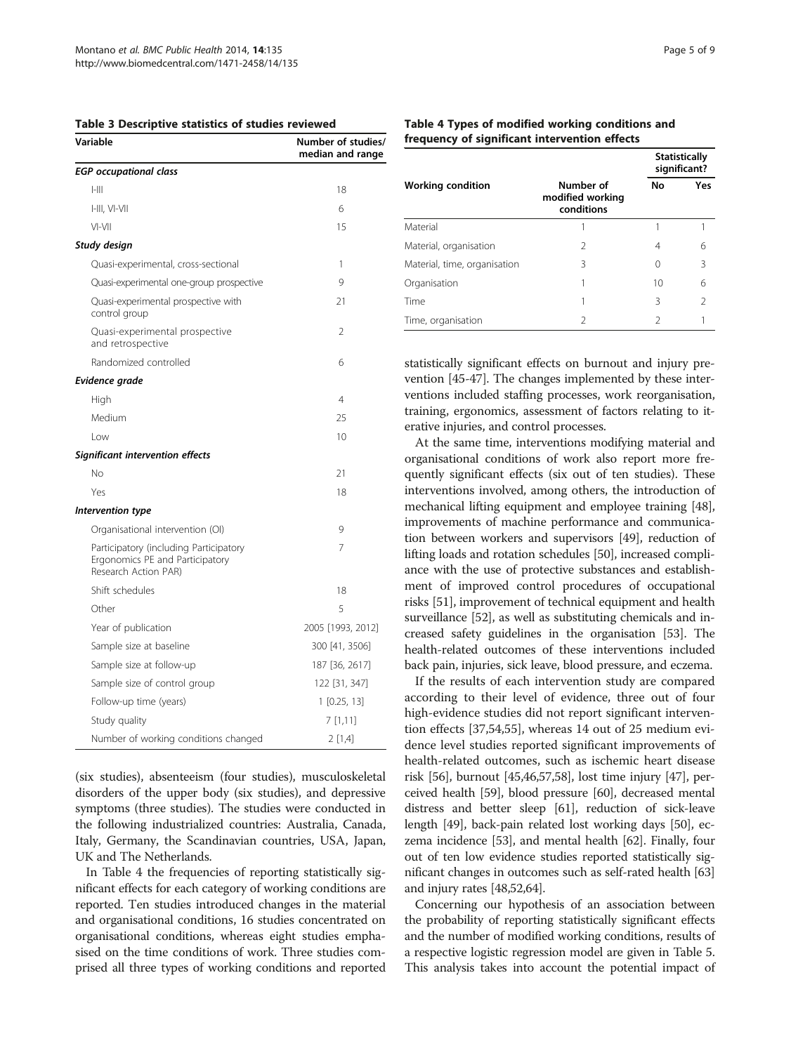**Table 3 Descriptive statistics of studies reviewed**

| Variable | Number of studies/ median and range |
|---|---|
| ***EGP occupational class*** | |
| I-III | 18 |
| I-III, VI-VII | 6 |
| VI-VII | 15 |
| ***Study design*** | |
| Quasi-experimental, cross-sectional | 1 |
| Quasi-experimental one-group prospective | 9 |
| Quasi-experimental prospective with control group | 21 |
| Quasi-experimental prospective and retrospective | 2 |
| Randomized controlled | 6 |
| ***Evidence grade*** | |
| High | 4 |
| Medium | 25 |
| Low | 10 |
| ***Significant intervention effects*** | |
| No | 21 |
| Yes | 18 |
| ***Intervention type*** | |
| Organisational intervention (OI) | 9 |
| Participatory (including Participatory Ergonomics PE and Participatory Research Action PAR) | 7 |
| Shift schedules | 18 |
| Other | 5 |
| Year of publication | 2005 [1993, 2012] |
| Sample size at baseline | 300 [41, 3506] |
| Sample size at follow-up | 187 [36, 2617] |
| Sample size of control group | 122 [31, 347] |
| Follow-up time (years) | 1 [0.25, 13] |
| Study quality | 7 [1,11] |
| Number of working conditions changed | 2 [1,4] |

(six studies), absenteeism (four studies), musculoskeletal disorders of the upper body (six studies), and depressive symptoms (three studies). The studies were conducted in the following industrialized countries: Australia, Canada, Italy, Germany, the Scandinavian countries, USA, Japan, UK and The Netherlands.

In Table 4 the frequencies of reporting statistically significant effects for each category of working conditions are reported. Ten studies introduced changes in the material and organisational conditions, 16 studies concentrated on organisational conditions, whereas eight studies emphasised on the time conditions of work. Three studies comprised all three types of working conditions and reported statistically significant effects on burnout and injury prevention [45-47]. The changes implemented by these interventions included staffing processes, work reorganisation, training, ergonomics, assessment of factors relating to iterative injuries, and control processes.

**Table 4 Types of modified working conditions and frequency of significant intervention effects**

| Working condition | Number of modified working conditions | Statistically significant? | |
|---|---|---|---|
| | | No | Yes |
| Material | 1 | 1 | 1 |
| Material, organisation | 2 | 4 | 6 |
| Material, time, organisation | 3 | 0 | 3 |
| Organisation | 1 | 10 | 6 |
| Time | 1 | 3 | 2 |
| Time, organisation | 2 | 2 | 1 |

At the same time, interventions modifying material and organisational conditions of work also report more frequently significant effects (six out of ten studies). These interventions involved, among others, the introduction of mechanical lifting equipment and employee training [48], improvements of machine performance and communication between workers and supervisors [49], reduction of lifting loads and rotation schedules [50], increased compliance with the use of protective substances and establishment of improved control procedures of occupational risks [51], improvement of technical equipment and health surveillance [52], as well as substituting chemicals and increased safety guidelines in the organisation [53]. The health-related outcomes of these interventions included back pain, injuries, sick leave, blood pressure, and eczema.

If the results of each intervention study are compared according to their level of evidence, three out of four high-evidence studies did not report significant intervention effects [37,54,55], whereas 14 out of 25 medium evidence level studies reported significant improvements of health-related outcomes, such as ischemic heart disease risk [56], burnout [45,46,57,58], lost time injury [47], perceived health [59], blood pressure [60], decreased mental distress and better sleep [61], reduction of sick-leave length [49], back-pain related lost working days [50], eczema incidence [53], and mental health [62]. Finally, four out of ten low evidence studies reported statistically significant changes in outcomes such as self-rated health [63] and injury rates [48,52,64].

Concerning our hypothesis of an association between the probability of reporting statistically significant effects and the number of modified working conditions, results of a respective logistic regression model are given in Table 5. This analysis takes into account the potential impact of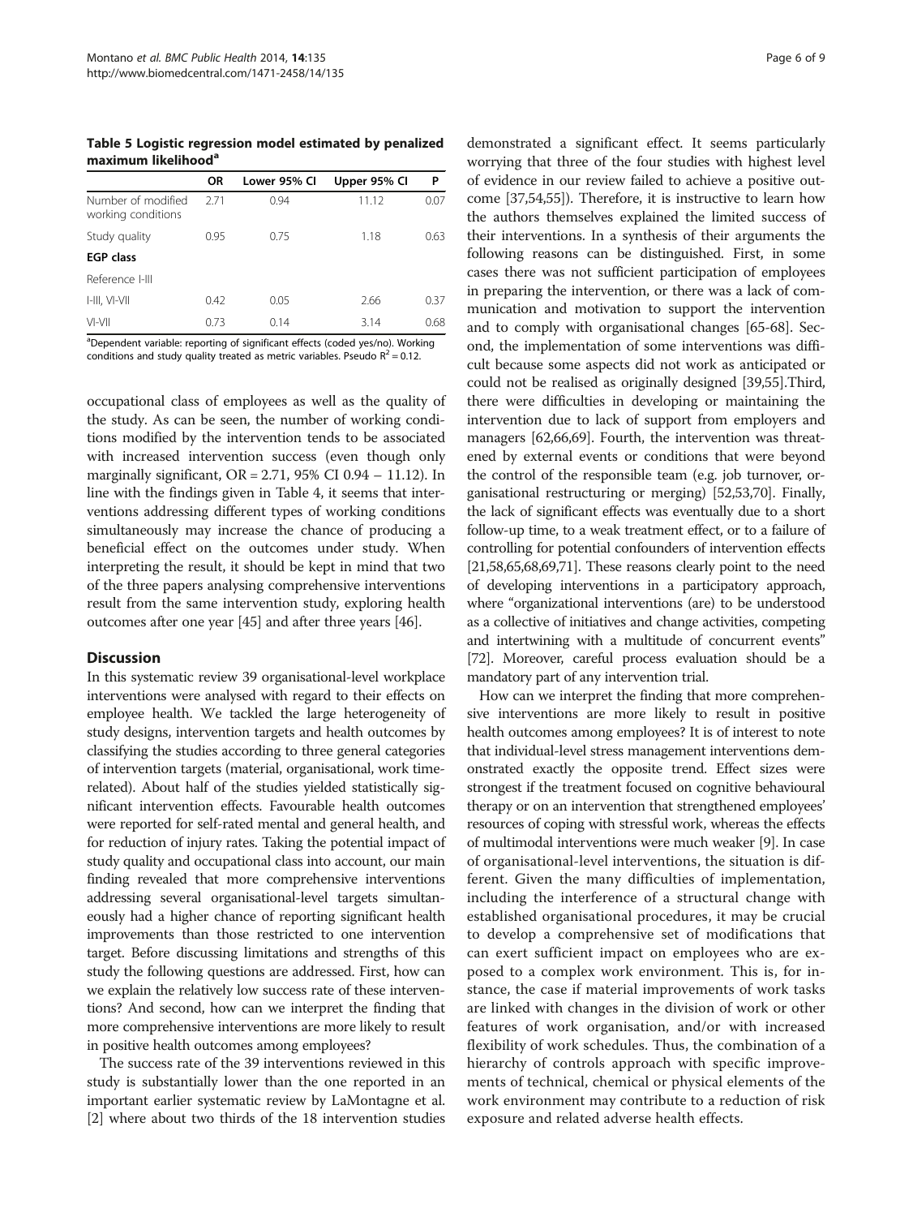**Table 5 Logistic regression model estimated by penalized maximum likelihood[a]**

| | OR | Lower 95% CI | Upper 95% CI | P |
|---|---|---|---|---|
| Number of modified working conditions | 2.71 | 0.94 | 11.12 | 0.07 |
| Study quality | 0.95 | 0.75 | 1.18 | 0.63 |
| **EGP class** | | | | |
| Reference I-III | | | | |
| I-III, VI-VII | 0.42 | 0.05 | 2.66 | 0.37 |
| VI-VII | 0.73 | 0.14 | 3.14 | 0.68 |

[a]Dependent variable: reporting of significant effects (coded yes/no). Working conditions and study quality treated as metric variables. Pseudo $R^2 = 0.12$.

occupational class of employees as well as the quality of the study. As can be seen, the number of working conditions modified by the intervention tends to be associated with increased intervention success (even though only marginally significant, OR = 2.71, 95% CI 0.94 – 11.12). In line with the findings given in Table 4, it seems that interventions addressing different types of working conditions simultaneously may increase the chance of producing a beneficial effect on the outcomes under study. When interpreting the result, it should be kept in mind that two of the three papers analysing comprehensive interventions result from the same intervention study, exploring health outcomes after one year [45] and after three years [46].

## Discussion

In this systematic review 39 organisational-level workplace interventions were analysed with regard to their effects on employee health. We tackled the large heterogeneity of study designs, intervention targets and health outcomes by classifying the studies according to three general categories of intervention targets (material, organisational, work time-related). About half of the studies yielded statistically significant intervention effects. Favourable health outcomes were reported for self-rated mental and general health, and for reduction of injury rates. Taking the potential impact of study quality and occupational class into account, our main finding revealed that more comprehensive interventions addressing several organisational-level targets simultaneously had a higher chance of reporting significant health improvements than those restricted to one intervention target. Before discussing limitations and strengths of this study the following questions are addressed. First, how can we explain the relatively low success rate of these interventions? And second, how can we interpret the finding that more comprehensive interventions are more likely to result in positive health outcomes among employees?

The success rate of the 39 interventions reviewed in this study is substantially lower than the one reported in an important earlier systematic review by LaMontagne et al. [2] where about two thirds of the 18 intervention studies demonstrated a significant effect. It seems particularly worrying that three of the four studies with highest level of evidence in our review failed to achieve a positive outcome [37,54,55]). Therefore, it is instructive to learn how the authors themselves explained the limited success of their interventions. In a synthesis of their arguments the following reasons can be distinguished. First, in some cases there was not sufficient participation of employees in preparing the intervention, or there was a lack of communication and motivation to support the intervention and to comply with organisational changes [65-68]. Second, the implementation of some interventions was difficult because some aspects did not work as anticipated or could not be realised as originally designed [39,55].Third, there were difficulties in developing or maintaining the intervention due to lack of support from employers and managers [62,66,69]. Fourth, the intervention was threatened by external events or conditions that were beyond the control of the responsible team (e.g. job turnover, organisational restructuring or merging) [52,53,70]. Finally, the lack of significant effects was eventually due to a short follow-up time, to a weak treatment effect, or to a failure of controlling for potential confounders of intervention effects [21,58,65,68,69,71]. These reasons clearly point to the need of developing interventions in a participatory approach, where "organizational interventions (are) to be understood as a collective of initiatives and change activities, competing and intertwining with a multitude of concurrent events" [72]. Moreover, careful process evaluation should be a mandatory part of any intervention trial.

How can we interpret the finding that more comprehensive interventions are more likely to result in positive health outcomes among employees? It is of interest to note that individual-level stress management interventions demonstrated exactly the opposite trend. Effect sizes were strongest if the treatment focused on cognitive behavioural therapy or on an intervention that strengthened employees' resources of coping with stressful work, whereas the effects of multimodal interventions were much weaker [9]. In case of organisational-level interventions, the situation is different. Given the many difficulties of implementation, including the interference of a structural change with established organisational procedures, it may be crucial to develop a comprehensive set of modifications that can exert sufficient impact on employees who are exposed to a complex work environment. This is, for instance, the case if material improvements of work tasks are linked with changes in the division of work or other features of work organisation, and/or with increased flexibility of work schedules. Thus, the combination of a hierarchy of controls approach with specific improvements of technical, chemical or physical elements of the work environment may contribute to a reduction of risk exposure and related adverse health effects.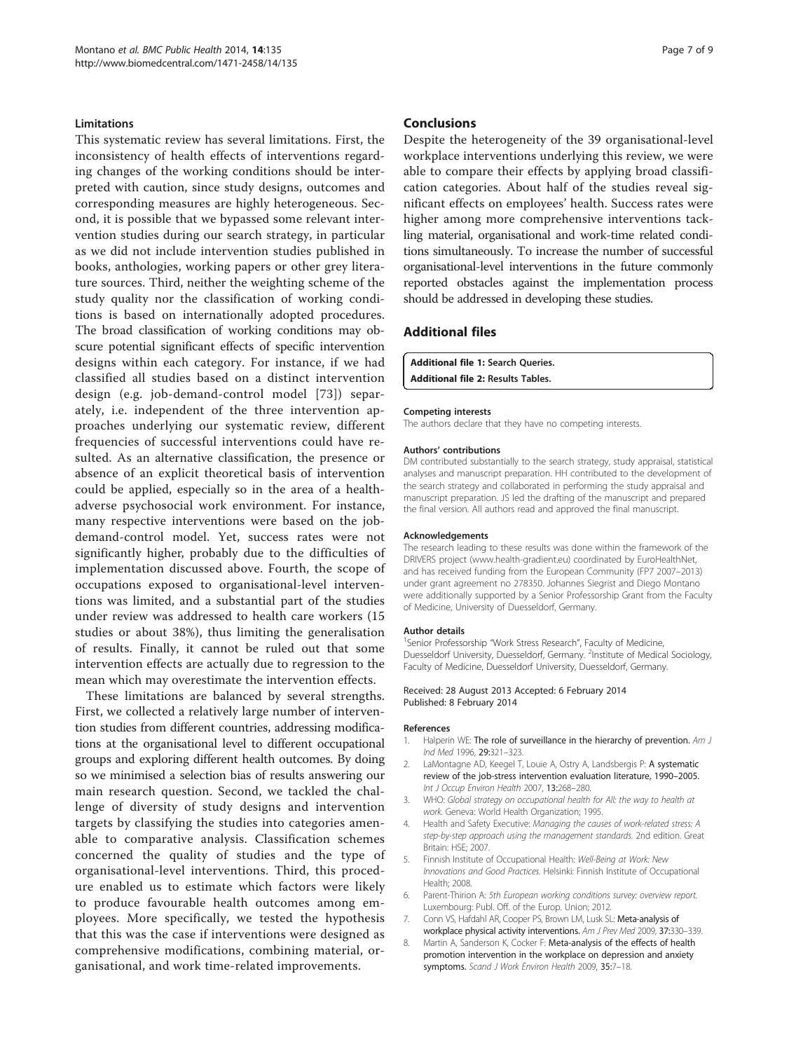### Limitations

This systematic review has several limitations. First, the inconsistency of health effects of interventions regarding changes of the working conditions should be interpreted with caution, since study designs, outcomes and corresponding measures are highly heterogeneous. Second, it is possible that we bypassed some relevant intervention studies during our search strategy, in particular as we did not include intervention studies published in books, anthologies, working papers or other grey literature sources. Third, neither the weighting scheme of the study quality nor the classification of working conditions is based on internationally adopted procedures. The broad classification of working conditions may obscure potential significant effects of specific intervention designs within each category. For instance, if we had classified all studies based on a distinct intervention design (e.g. job-demand-control model [73]) separately, i.e. independent of the three intervention approaches underlying our systematic review, different frequencies of successful interventions could have resulted. As an alternative classification, the presence or absence of an explicit theoretical basis of intervention could be applied, especially so in the area of a health-adverse psychosocial work environment. For instance, many respective interventions were based on the job-demand-control model. Yet, success rates were not significantly higher, probably due to the difficulties of implementation discussed above. Fourth, the scope of occupations exposed to organisational-level interventions was limited, and a substantial part of the studies under review was addressed to health care workers (15 studies or about 38%), thus limiting the generalisation of results. Finally, it cannot be ruled out that some intervention effects are actually due to regression to the mean which may overestimate the intervention effects.

These limitations are balanced by several strengths. First, we collected a relatively large number of intervention studies from different countries, addressing modifications at the organisational level to different occupational groups and exploring different health outcomes. By doing so we minimised a selection bias of results answering our main research question. Second, we tackled the challenge of diversity of study designs and intervention targets by classifying the studies into categories amenable to comparative analysis. Classification schemes concerned the quality of studies and the type of organisational-level interventions. Third, this procedure enabled us to estimate which factors were likely to produce favourable health outcomes among employees. More specifically, we tested the hypothesis that this was the case if interventions were designed as comprehensive modifications, combining material, organisational, and work time-related improvements.

## Conclusions

Despite the heterogeneity of the 39 organisational-level workplace interventions underlying this review, we were able to compare their effects by applying broad classification categories. About half of the studies reveal significant effects on employees' health. Success rates were higher among more comprehensive interventions tackling material, organisational and work-time related conditions simultaneously. To increase the number of successful organisational-level interventions in the future commonly reported obstacles against the implementation process should be addressed in developing these studies.

## Additional files

**Additional file 1: Search Queries.**

**Additional file 2: Results Tables.**

#### Competing interests

The authors declare that they have no competing interests.

#### Authors' contributions

DM contributed substantially to the search strategy, study appraisal, statistical analyses and manuscript preparation. HH contributed to the development of the search strategy and collaborated in performing the study appraisal and manuscript preparation. JS led the drafting of the manuscript and prepared the final version. All authors read and approved the final manuscript.

#### Acknowledgements

The research leading to these results was done within the framework of the DRIVERS project (www.health-gradient.eu) coordinated by EuroHealthNet, and has received funding from the European Community (FP7 2007–2013) under grant agreement no 278350. Johannes Siegrist and Diego Montano were additionally supported by a Senior Professorship Grant from the Faculty of Medicine, University of Duesseldorf, Germany.

#### Author details

[1]Senior Professorship "Work Stress Research", Faculty of Medicine, Duesseldorf University, Duesseldorf, Germany. [2]Institute of Medical Sociology, Faculty of Medicine, Duesseldorf University, Duesseldorf, Germany.

Received: 28 August 2013 Accepted: 6 February 2014
Published: 8 February 2014

#### References

1. Halperin WE: **The role of surveillance in the hierarchy of prevention.** *Am J Ind Med* 1996, **29:**321–323.
2. LaMontagne AD, Keegel T, Louie A, Ostry A, Landsbergis P: **A systematic review of the job-stress intervention evaluation literature, 1990–2005.** *Int J Occup Environ Health* 2007, **13:**268–280.
3. WHO: *Global strategy on occupational health for All: the way to health at work.* Geneva: World Health Organization; 1995.
4. Health and Safety Executive: *Managing the causes of work-related stress: A step-by-step approach using the management standards.* 2nd edition. Great Britain: HSE; 2007.
5. Finnish Institute of Occupational Health: *Well-Being at Work: New Innovations and Good Practices.* Helsinki: Finnish Institute of Occupational Health; 2008.
6. Parent-Thirion A: *5th European working conditions survey: overview report.* Luxembourg: Publ. Off. of the Europ. Union; 2012.
7. Conn VS, Hafdahl AR, Cooper PS, Brown LM, Lusk SL: **Meta-analysis of workplace physical activity interventions.** *Am J Prev Med* 2009, **37:**330–339.
8. Martin A, Sanderson K, Cocker F: **Meta-analysis of the effects of health promotion intervention in the workplace on depression and anxiety symptoms.** *Scand J Work Environ Health* 2009, **35:**7–18.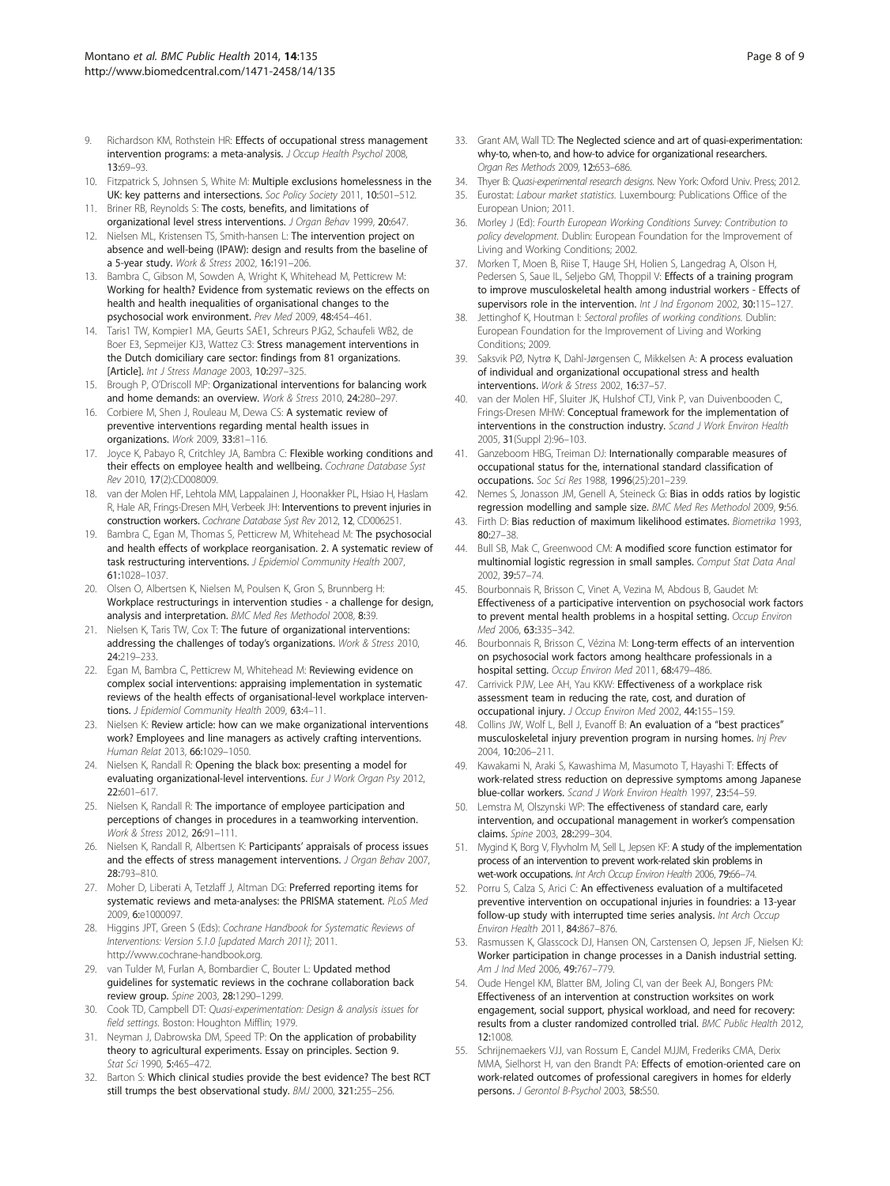9. Richardson KM, Rothstein HR: **Effects of occupational stress management intervention programs: a meta-analysis.** *J Occup Health Psychol* 2008, **13**:69–93.
10. Fitzpatrick S, Johnsen S, White M: **Multiple exclusions homelessness in the UK: key patterns and intersections.** *Soc Policy Society* 2011, **10**:501–512.
11. Briner RB, Reynolds S: **The costs, benefits, and limitations of organizational level stress interventions.** *J Organ Behav* 1999, **20**:647.
12. Nielsen ML, Kristensen TS, Smith-hansen L: **The intervention project on absence and well-being (IPAW): design and results from the baseline of a 5-year study.** *Work & Stress* 2002, **16**:191–206.
13. Bambra C, Gibson M, Sowden A, Wright K, Whitehead M, Petticrew M: **Working for health? Evidence from systematic reviews on the effects on health and health inequalities of organisational changes to the psychosocial work environment.** *Prev Med* 2009, **48**:454–461.
14. Taris1 TW, Kompier1 MA, Geurts SAE1, Schreurs PJG2, Schaufeli WB2, de Boer E3, Sepmeijer KJ3, Wattez C3: **Stress management interventions in the Dutch domiciliary care sector: findings from 81 organizations. [Article].** *Int J Stress Manage* 2003, **10**:297–325.
15. Brough P, O'Driscoll MP: **Organizational interventions for balancing work and home demands: an overview.** *Work & Stress* 2010, **24**:280–297.
16. Corbiere M, Shen J, Rouleau M, Dewa CS: **A systematic review of preventive interventions regarding mental health issues in organizations.** *Work* 2009, **33**:81–116.
17. Joyce K, Pabayo R, Critchley JA, Bambra C: **Flexible working conditions and their effects on employee health and wellbeing.** *Cochrane Database Syst Rev* 2010, **17**(2):CD008009.
18. van der Molen HF, Lehtola MM, Lappalainen J, Hoonakker PL, Hsiao H, Haslam R, Hale AR, Frings-Dresen MH, Verbeek JH: **Interventions to prevent injuries in construction workers.** *Cochrane Database Syst Rev* 2012, **12**, CD006251.
19. Bambra C, Egan M, Thomas S, Petticrew M, Whitehead M: **The psychosocial and health effects of workplace reorganisation. 2. A systematic review of task restructuring interventions.** *J Epidemiol Community Health* 2007, **61**:1028–1037.
20. Olsen O, Albertsen K, Nielsen M, Poulsen K, Gron S, Brunnberg H: **Workplace restructurings in intervention studies - a challenge for design, analysis and interpretation.** *BMC Med Res Methodol* 2008, **8**:39.
21. Nielsen K, Taris TW, Cox T: **The future of organizational interventions: addressing the challenges of today's organizations.** *Work & Stress* 2010, **24**:219–233.
22. Egan M, Bambra C, Petticrew M, Whitehead M: **Reviewing evidence on complex social interventions: appraising implementation in systematic reviews of the health effects of organisational-level workplace interventions.** *J Epidemiol Community Health* 2009, **63**:4–11.
23. Nielsen K: **Review article: how can we make organizational interventions work? Employees and line managers as actively crafting interventions.** *Human Relat* 2013, **66**:1029–1050.
24. Nielsen K, Randall R: **Opening the black box: presenting a model for evaluating organizational-level interventions.** *Eur J Work Organ Psy* 2012, **22**:601–617.
25. Nielsen K, Randall R: **The importance of employee participation and perceptions of changes in procedures in a teamworking intervention.** *Work & Stress* 2012, **26**:91–111.
26. Nielsen K, Randall R, Albertsen K: **Participants' appraisals of process issues and the effects of stress management interventions.** *J Organ Behav* 2007, **28**:793–810.
27. Moher D, Liberati A, Tetzlaff J, Altman DG: **Preferred reporting items for systematic reviews and meta-analyses: the PRISMA statement.** *PLoS Med* 2009, **6**:e1000097.
28. Higgins JPT, Green S (Eds): *Cochrane Handbook for Systematic Reviews of Interventions: Version 5.1.0 [updated March 2011]*; 2011. http://www.cochrane-handbook.org.
29. van Tulder M, Furlan A, Bombardier C, Bouter L: **Updated method guidelines for systematic reviews in the cochrane collaboration back review group.** *Spine* 2003, **28**:1290–1299.
30. Cook TD, Campbell DT: *Quasi-experimentation: Design & analysis issues for field settings.* Boston: Houghton Mifflin; 1979.
31. Neyman J, Dabrowska DM, Speed TP: **On the application of probability theory to agricultural experiments. Essay on principles. Section 9.** *Stat Sci* 1990, **5**:465–472.
32. Barton S: **Which clinical studies provide the best evidence? The best RCT still trumps the best observational study.** *BMJ* 2000, **321**:255–256.
33. Grant AM, Wall TD: **The Neglected science and art of quasi-experimentation: why-to, when-to, and how-to advice for organizational researchers.** *Organ Res Methods* 2009, **12**:653–686.
34. Thyer B: *Quasi-experimental research designs.* New York: Oxford Univ. Press; 2012.
35. Eurostat: *Labour market statistics.* Luxembourg: Publications Office of the European Union; 2011.
36. Morley J (Ed): *Fourth European Working Conditions Survey: Contribution to policy development.* Dublin: European Foundation for the Improvement of Living and Working Conditions; 2002.
37. Morken T, Moen B, Riise T, Hauge SH, Holien S, Langedrag A, Olson H, Pedersen S, Saue IL, Seljebo GM, Thoppil V: **Effects of a training program to improve musculoskeletal health among industrial workers - Effects of supervisors role in the intervention.** *Int J Ind Ergonom* 2002, **30**:115–127.
38. Jettinghof K, Houtman I: *Sectoral profiles of working conditions.* Dublin: European Foundation for the Improvement of Living and Working Conditions; 2009.
39. Saksvik PØ, Nytrø K, Dahl-Jørgensen C, Mikkelsen A: **A process evaluation of individual and organizational occupational stress and health interventions.** *Work & Stress* 2002, **16**:37–57.
40. van der Molen HF, Sluiter JK, Hulshof CTJ, Vink P, van Duivenbooden C, Frings-Dresen MHW: **Conceptual framework for the implementation of interventions in the construction industry.** *Scand J Work Environ Health* 2005, **31**(Suppl 2):96–103.
41. Ganzeboom HBG, Treiman DJ: **Internationally comparable measures of occupational status for the, international standard classification of occupations.** *Soc Sci Res* 1988, **1996**(25):201–239.
42. Nemes S, Jonasson JM, Genell A, Steineck G: **Bias in odds ratios by logistic regression modelling and sample size.** *BMC Med Res Methodol* 2009, **9**:56.
43. Firth D: **Bias reduction of maximum likelihood estimates.** *Biometrika* 1993, **80**:27–38.
44. Bull SB, Mak C, Greenwood CM: **A modified score function estimator for multinomial logistic regression in small samples.** *Comput Stat Data Anal* 2002, **39**:57–74.
45. Bourbonnais R, Brisson C, Vinet A, Vezina M, Abdous B, Gaudet M: **Effectiveness of a participative intervention on psychosocial work factors to prevent mental health problems in a hospital setting.** *Occup Environ Med* 2006, **63**:335–342.
46. Bourbonnais R, Brisson C, Vézina M: **Long-term effects of an intervention on psychosocial work factors among healthcare professionals in a hospital setting.** *Occup Environ Med* 2011, **68**:479–486.
47. Carrivick PJW, Lee AH, Yau KKW: **Effectiveness of a workplace risk assessment team in reducing the rate, cost, and duration of occupational injury.** *J Occup Environ Med* 2002, **44**:155–159.
48. Collins JW, Wolf L, Bell J, Evanoff B: **An evaluation of a "best practices" musculoskeletal injury prevention program in nursing homes.** *Inj Prev* 2004, **10**:206–211.
49. Kawakami N, Araki S, Kawashima M, Masumoto T, Hayashi T: **Effects of work-related stress reduction on depressive symptoms among Japanese blue-collar workers.** *Scand J Work Environ Health* 1997, **23**:54–59.
50. Lemstra M, Olszynski WP: **The effectiveness of standard care, early intervention, and occupational management in worker's compensation claims.** *Spine* 2003, **28**:299–304.
51. Mygind K, Borg V, Flyvholm M, Sell L, Jepsen KF: **A study of the implementation process of an intervention to prevent work-related skin problems in wet-work occupations.** *Int Arch Occup Environ Health* 2006, **79**:66–74.
52. Porru S, Calza S, Arici C: **An effectiveness evaluation of a multifaceted preventive intervention on occupational injuries in foundries: a 13-year follow-up study with interrupted time series analysis.** *Int Arch Occup Environ Health* 2011, **84**:867–876.
53. Rasmussen K, Glasscock DJ, Hansen ON, Carstensen O, Jepsen JF, Nielsen KJ: **Worker participation in change processes in a Danish industrial setting.** *Am J Ind Med* 2006, **49**:767–779.
54. Oude Hengel KM, Blatter BM, Joling CI, van der Beek AJ, Bongers PM: **Effectiveness of an intervention at construction worksites on work engagement, social support, physical workload, and need for recovery: results from a cluster randomized controlled trial.** *BMC Public Health* 2012, **12**:1008.
55. Schrijnemaekers VJJ, van Rossum E, Candel MJJM, Frederiks CMA, Derix MMA, Sielhorst H, van den Brandt PA: **Effects of emotion-oriented care on work-related outcomes of professional caregivers in homes for elderly persons.** *J Gerontol B-Psychol* 2003, **58**:S50.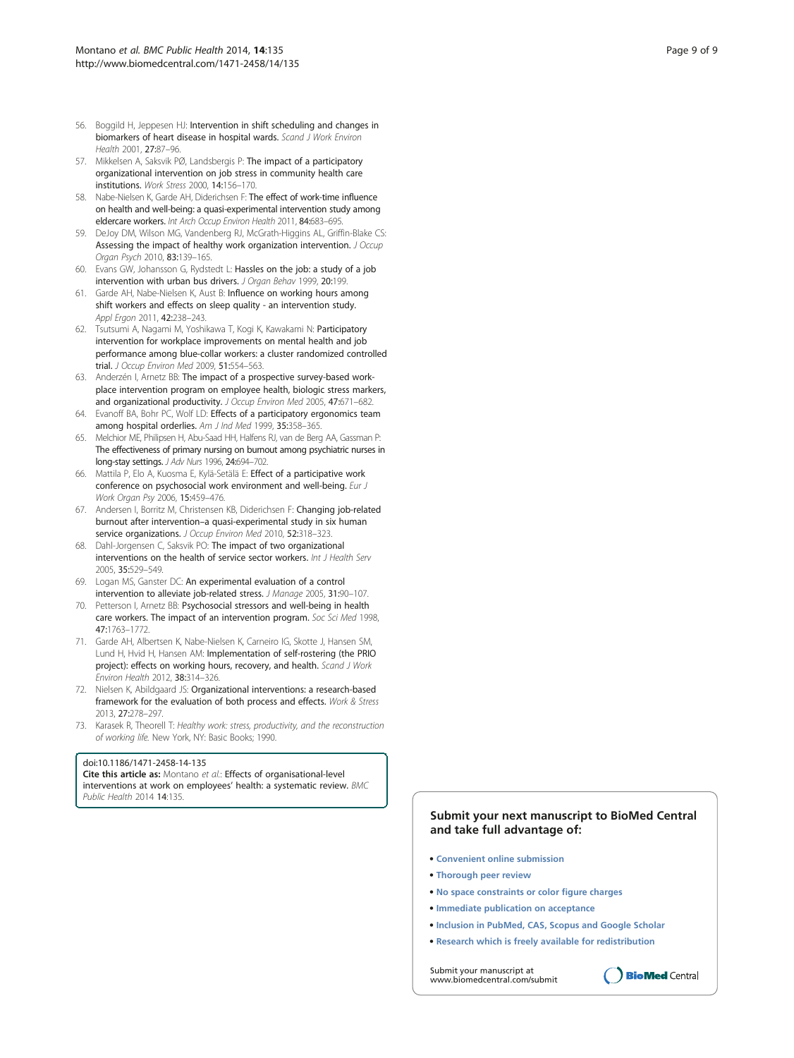56. Boggild H, Jeppesen HJ: **Intervention in shift scheduling and changes in biomarkers of heart disease in hospital wards.** *Scand J Work Environ Health* 2001, **27:**87–96.
57. Mikkelsen A, Saksvik PØ, Landsbergis P: **The impact of a participatory organizational intervention on job stress in community health care institutions.** *Work Stress* 2000, **14:**156–170.
58. Nabe-Nielsen K, Garde AH, Diderichsen F: **The effect of work-time influence on health and well-being: a quasi-experimental intervention study among eldercare workers.** *Int Arch Occup Environ Health* 2011, **84:**683–695.
59. DeJoy DM, Wilson MG, Vandenberg RJ, McGrath-Higgins AL, Griffin-Blake CS: **Assessing the impact of healthy work organization intervention.** *J Occup Organ Psych* 2010, **83:**139–165.
60. Evans GW, Johansson G, Rydstedt L: **Hassles on the job: a study of a job intervention with urban bus drivers.** *J Organ Behav* 1999, **20:**199.
61. Garde AH, Nabe-Nielsen K, Aust B: **Influence on working hours among shift workers and effects on sleep quality - an intervention study.** *Appl Ergon* 2011, **42:**238–243.
62. Tsutsumi A, Nagami M, Yoshikawa T, Kogi K, Kawakami N: **Participatory intervention for workplace improvements on mental health and job performance among blue-collar workers: a cluster randomized controlled trial.** *J Occup Environ Med* 2009, **51:**554–563.
63. Anderzén I, Arnetz BB: **The impact of a prospective survey-based workplace intervention program on employee health, biologic stress markers, and organizational productivity.** *J Occup Environ Med* 2005, **47:**671–682.
64. Evanoff BA, Bohr PC, Wolf LD: **Effects of a participatory ergonomics team among hospital orderlies.** *Am J Ind Med* 1999, **35:**358–365.
65. Melchior ME, Philipsen H, Abu-Saad HH, Halfens RJ, van de Berg AA, Gassman P: **The effectiveness of primary nursing on burnout among psychiatric nurses in long-stay settings.** *J Adv Nurs* 1996, **24:**694–702.
66. Mattila P, Elo A, Kuosma E, Kylä-Setälä E: **Effect of a participative work conference on psychosocial work environment and well-being.** *Eur J Work Organ Psy* 2006, **15:**459–476.
67. Andersen I, Borritz M, Christensen KB, Diderichsen F: **Changing job-related burnout after intervention–a quasi-experimental study in six human service organizations.** *J Occup Environ Med* 2010, **52:**318–323.
68. Dahl-Jorgensen C, Saksvik PO: **The impact of two organizational interventions on the health of service sector workers.** *Int J Health Serv* 2005, **35:**529–549.
69. Logan MS, Ganster DC: **An experimental evaluation of a control intervention to alleviate job-related stress.** *J Manage* 2005, **31:**90–107.
70. Petterson I, Arnetz BB: **Psychosocial stressors and well-being in health care workers. The impact of an intervention program.** *Soc Sci Med* 1998, **47:**1763–1772.
71. Garde AH, Albertsen K, Nabe-Nielsen K, Carneiro IG, Skotte J, Hansen SM, Lund H, Hvid H, Hansen AM: **Implementation of self-rostering (the PRIO project): effects on working hours, recovery, and health.** *Scand J Work Environ Health* 2012, **38:**314–326.
72. Nielsen K, Abildgaard JS: **Organizational interventions: a research-based framework for the evaluation of both process and effects.** *Work & Stress* 2013, **27:**278–297.
73. Karasek R, Theorell T: *Healthy work: stress, productivity, and the reconstruction of working life.* New York, NY: Basic Books; 1990.

doi:10.1186/1471-2458-14-135

**Cite this article as:** Montano *et al.*: Effects of organisational-level interventions at work on employees' health: a systematic review. *BMC Public Health* 2014 **14**:135.

**Submit your next manuscript to BioMed Central and take full advantage of:**

- **Convenient online submission**
- **Thorough peer review**
- **No space constraints or color figure charges**
- **Immediate publication on acceptance**
- **Inclusion in PubMed, CAS, Scopus and Google Scholar**
- **Research which is freely available for redistribution**

Submit your manuscript at
www.biomedcentral.com/submit

BioMed Central